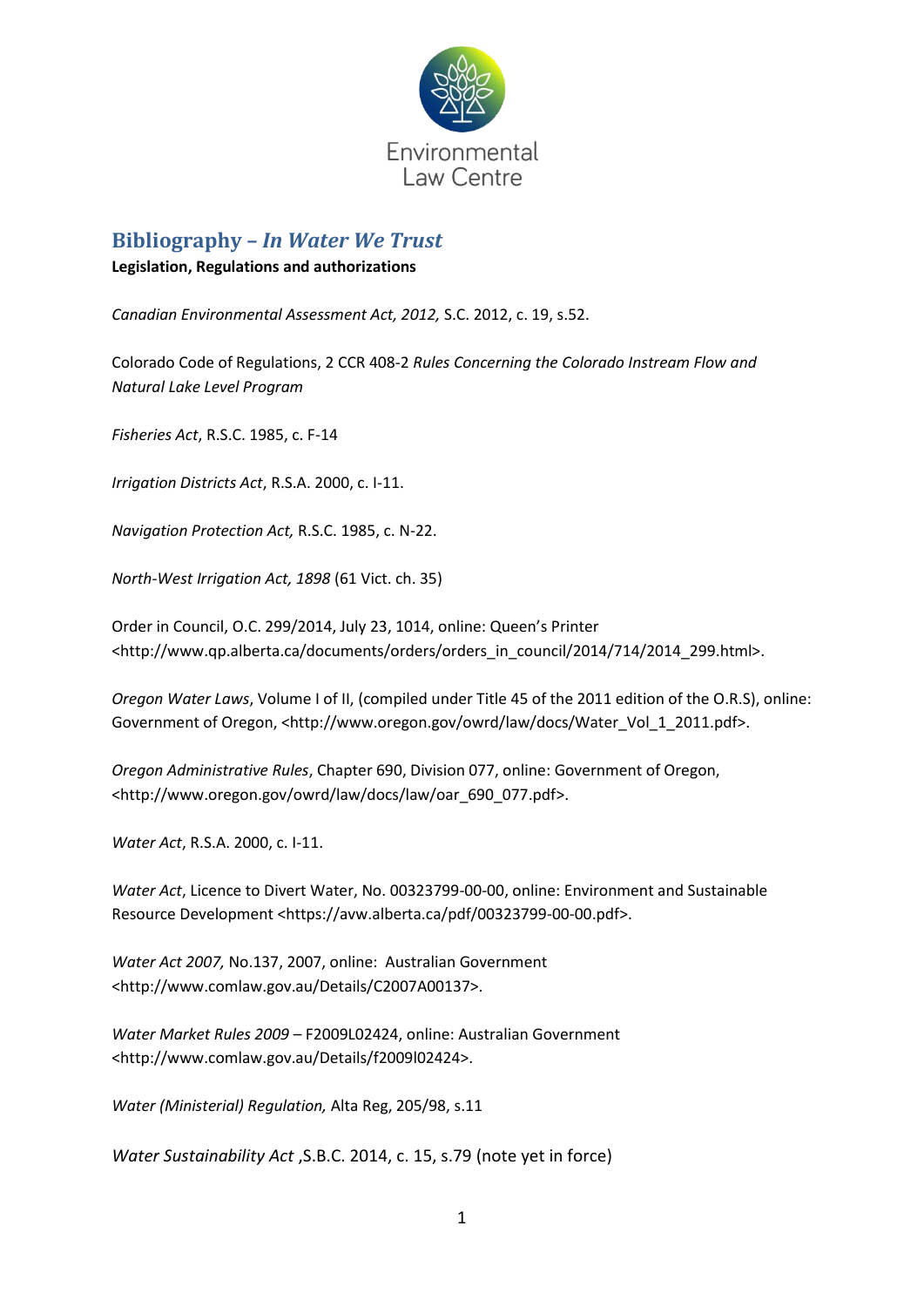Environmental Law Centre

# Bibliography – *In Water We Trust*

**Legislation, Regulations and authorizations**

*Canadian Environmental Assessment Act, 2012,* S.C. 2012, c. 19, s.52.

Colorado Code of Regulations, 2 CCR 408-2 *Rules Concerning the Colorado Instream Flow and Natural Lake Level Program*

*Fisheries Act*, R.S.C. 1985, c. F-14

*Irrigation Districts Act*, R.S.A. 2000, c. I-11.

*Navigation Protection Act,* R.S.C. 1985, c. N-22.

*North-West Irrigation Act, 1898* (61 Vict. ch. 35)

Order in Council, O.C. 299/2014, July 23, 1014, online: Queen's Printer <http://www.qp.alberta.ca/documents/orders/orders_in_council/2014/714/2014_299.html>.

*Oregon Water Laws*, Volume I of II, (compiled under Title 45 of the 2011 edition of the O.R.S), online: Government of Oregon, <http://www.oregon.gov/owrd/law/docs/Water_Vol_1_2011.pdf>.

*Oregon Administrative Rules*, Chapter 690, Division 077, online: Government of Oregon, <http://www.oregon.gov/owrd/law/docs/law/oar_690_077.pdf>.

*Water Act*, R.S.A. 2000, c. I-11.

*Water Act*, Licence to Divert Water, No. 00323799-00-00, online: Environment and Sustainable Resource Development <https://avw.alberta.ca/pdf/00323799-00-00.pdf>.

*Water Act 2007,* No.137, 2007, online: Australian Government <http://www.comlaw.gov.au/Details/C2007A00137>.

*Water Market Rules 2009* – F2009L02424, online: Australian Government <http://www.comlaw.gov.au/Details/f2009l02424>.

*Water (Ministerial) Regulation,* Alta Reg, 205/98, s.11

*Water Sustainability Act* ,S.B.C. 2014, c. 15, s.79 (note yet in force)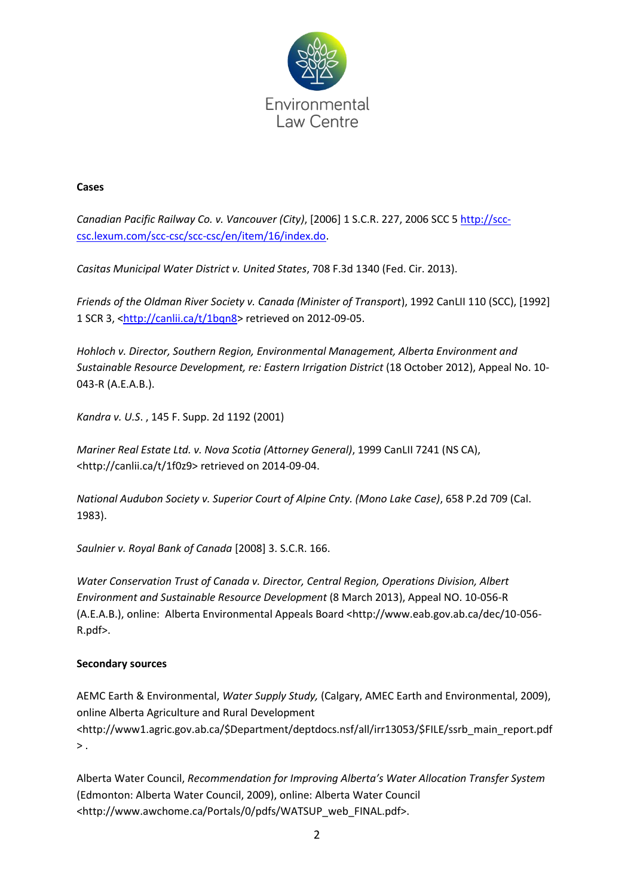**Cases**

*Canadian Pacific Railway Co. v. Vancouver (City)*, [2006] 1 S.C.R. 227, 2006 SCC 5 http://scc-csc.lexum.com/scc-csc/scc-csc/en/item/16/index.do.

*Casitas Municipal Water District v. United States*, 708 F.3d 1340 (Fed. Cir. 2013).

*Friends of the Oldman River Society v. Canada (Minister of Transport*), 1992 CanLII 110 (SCC), [1992] 1 SCR 3, <http://canlii.ca/t/1bqn8> retrieved on 2012-09-05.

*Hohloch v. Director, Southern Region, Environmental Management, Alberta Environment and Sustainable Resource Development, re: Eastern Irrigation District* (18 October 2012), Appeal No. 10-043-R (A.E.A.B.).

*Kandra v. U.S.* , 145 F. Supp. 2d 1192 (2001)

*Mariner Real Estate Ltd. v. Nova Scotia (Attorney General)*, 1999 CanLII 7241 (NS CA), <http://canlii.ca/t/1f0z9> retrieved on 2014-09-04.

*National Audubon Society v. Superior Court of Alpine Cnty. (Mono Lake Case)*, 658 P.2d 709 (Cal. 1983).

*Saulnier v. Royal Bank of Canada* [2008] 3. S.C.R. 166.

*Water Conservation Trust of Canada v. Director, Central Region, Operations Division, Albert Environment and Sustainable Resource Development* (8 March 2013), Appeal NO. 10-056-R (A.E.A.B.), online: Alberta Environmental Appeals Board <http://www.eab.gov.ab.ca/dec/10-056-R.pdf>.

**Secondary sources**

AEMC Earth & Environmental, *Water Supply Study,* (Calgary, AMEC Earth and Environmental, 2009), online Alberta Agriculture and Rural Development <http://www1.agric.gov.ab.ca/$Department/deptdocs.nsf/all/irr13053/$FILE/ssrb_main_report.pdf> .

Alberta Water Council, *Recommendation for Improving Alberta's Water Allocation Transfer System* (Edmonton: Alberta Water Council, 2009), online: Alberta Water Council <http://www.awchome.ca/Portals/0/pdfs/WATSUP_web_FINAL.pdf>.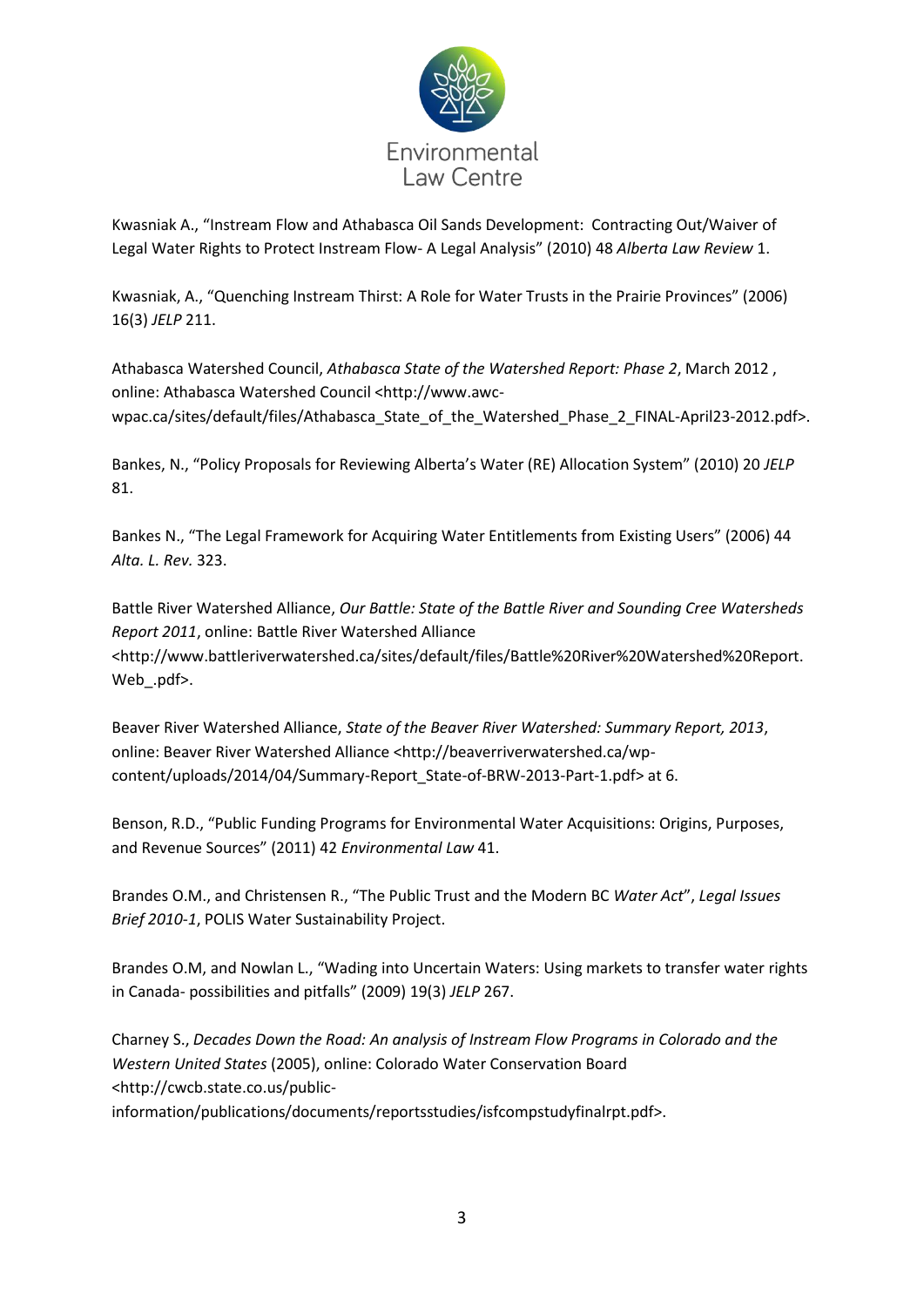Kwasniak A., “Instream Flow and Athabasca Oil Sands Development: Contracting Out/Waiver of Legal Water Rights to Protect Instream Flow- A Legal Analysis” (2010) 48 *Alberta Law Review* 1.

Kwasniak, A., “Quenching Instream Thirst: A Role for Water Trusts in the Prairie Provinces” (2006) 16(3) *JELP* 211.

Athabasca Watershed Council, *Athabasca State of the Watershed Report: Phase 2*, March 2012 , online: Athabasca Watershed Council <http://www.awc-wpac.ca/sites/default/files/Athabasca_State_of_the_Watershed_Phase_2_FINAL-April23-2012.pdf>.

Bankes, N., “Policy Proposals for Reviewing Alberta’s Water (RE) Allocation System” (2010) 20 *JELP* 81.

Bankes N., “The Legal Framework for Acquiring Water Entitlements from Existing Users” (2006) 44 *Alta. L. Rev.* 323.

Battle River Watershed Alliance, *Our Battle: State of the Battle River and Sounding Cree Watersheds Report 2011*, online: Battle River Watershed Alliance <http://www.battleriverwatershed.ca/sites/default/files/Battle%20River%20Watershed%20Report.Web_.pdf>.

Beaver River Watershed Alliance, *State of the Beaver River Watershed: Summary Report, 2013*, online: Beaver River Watershed Alliance <http://beaverriverwatershed.ca/wp-content/uploads/2014/04/Summary-Report_State-of-BRW-2013-Part-1.pdf> at 6.

Benson, R.D., “Public Funding Programs for Environmental Water Acquisitions: Origins, Purposes, and Revenue Sources” (2011) 42 *Environmental Law* 41.

Brandes O.M., and Christensen R., “The Public Trust and the Modern BC *Water Act*”, *Legal Issues Brief 2010-1*, POLIS Water Sustainability Project.

Brandes O.M, and Nowlan L., “Wading into Uncertain Waters: Using markets to transfer water rights in Canada- possibilities and pitfalls” (2009) 19(3) *JELP* 267.

Charney S., *Decades Down the Road: An analysis of Instream Flow Programs in Colorado and the Western United States* (2005), online: Colorado Water Conservation Board <http://cwcb.state.co.us/public-information/publications/documents/reportsstudies/isfcompstudyfinalrpt.pdf>.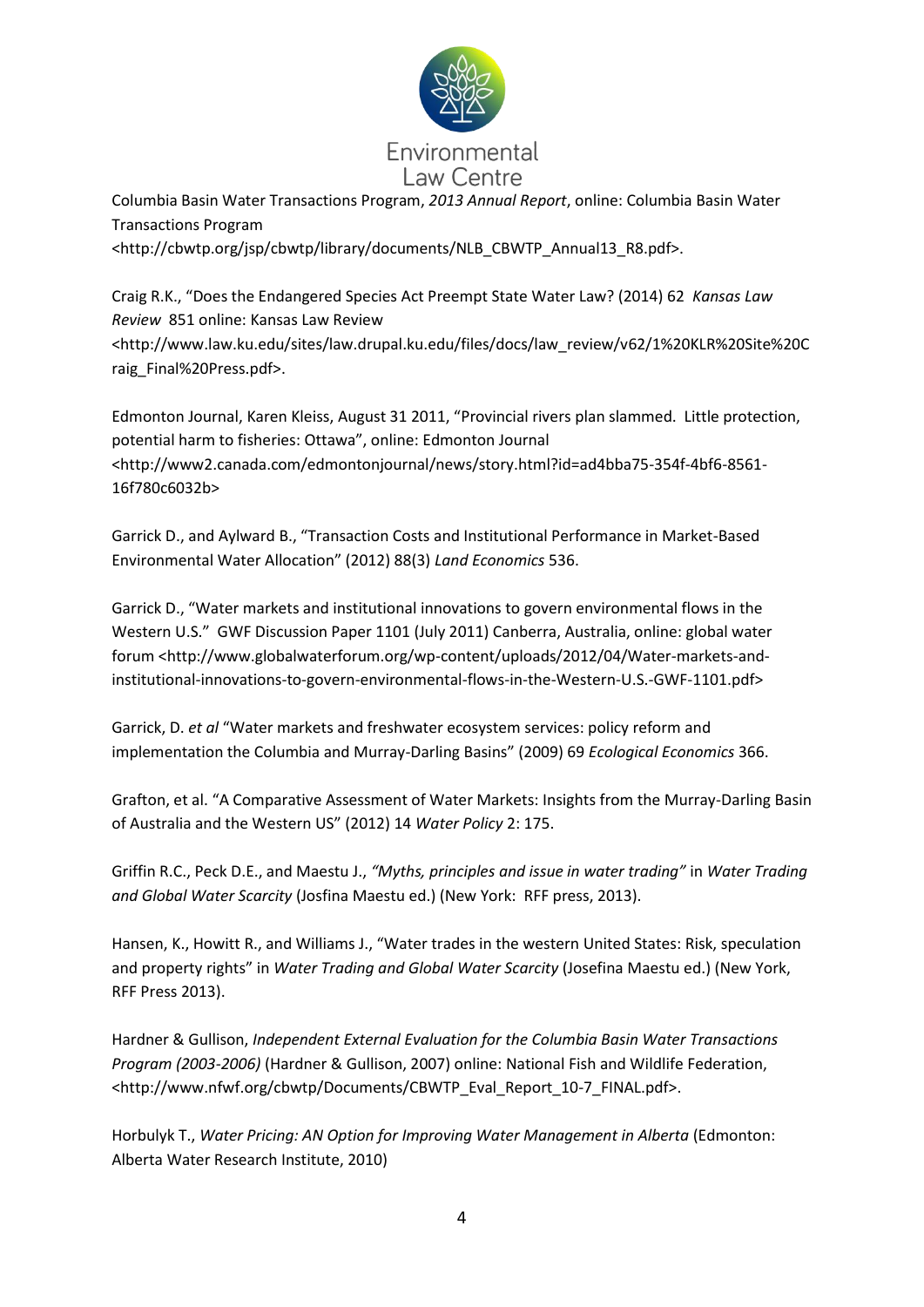Columbia Basin Water Transactions Program, *2013 Annual Report*, online: Columbia Basin Water Transactions Program <http://cbwtp.org/jsp/cbwtp/library/documents/NLB_CBWTP_Annual13_R8.pdf>.

Craig R.K., "Does the Endangered Species Act Preempt State Water Law? (2014) 62 *Kansas Law Review* 851 online: Kansas Law Review <http://www.law.ku.edu/sites/law.drupal.ku.edu/files/docs/law_review/v62/1%20KLR%20Site%20Craig_Final%20Press.pdf>.

Edmonton Journal, Karen Kleiss, August 31 2011, "Provincial rivers plan slammed. Little protection, potential harm to fisheries: Ottawa", online: Edmonton Journal <http://www2.canada.com/edmontonjournal/news/story.html?id=ad4bba75-354f-4bf6-8561-16f780c6032b>

Garrick D., and Aylward B., "Transaction Costs and Institutional Performance in Market-Based Environmental Water Allocation" (2012) 88(3) *Land Economics* 536.

Garrick D., "Water markets and institutional innovations to govern environmental flows in the Western U.S." GWF Discussion Paper 1101 (July 2011) Canberra, Australia, online: global water forum <http://www.globalwaterforum.org/wp-content/uploads/2012/04/Water-markets-and-institutional-innovations-to-govern-environmental-flows-in-the-Western-U.S.-GWF-1101.pdf>

Garrick, D. *et al* "Water markets and freshwater ecosystem services: policy reform and implementation the Columbia and Murray-Darling Basins" (2009) 69 *Ecological Economics* 366.

Grafton, et al. "A Comparative Assessment of Water Markets: Insights from the Murray-Darling Basin of Australia and the Western US" (2012) 14 *Water Policy* 2: 175.

Griffin R.C., Peck D.E., and Maestu J., *"Myths, principles and issue in water trading"* in *Water Trading and Global Water Scarcity* (Josfina Maestu ed.) (New York: RFF press, 2013).

Hansen, K., Howitt R., and Williams J., "Water trades in the western United States: Risk, speculation and property rights" in *Water Trading and Global Water Scarcity* (Josefina Maestu ed.) (New York, RFF Press 2013).

Hardner & Gullison, *Independent External Evaluation for the Columbia Basin Water Transactions Program (2003-2006)* (Hardner & Gullison, 2007) online: National Fish and Wildlife Federation, <http://www.nfwf.org/cbwtp/Documents/CBWTP_Eval_Report_10-7_FINAL.pdf>.

Horbulyk T., *Water Pricing: AN Option for Improving Water Management in Alberta* (Edmonton: Alberta Water Research Institute, 2010)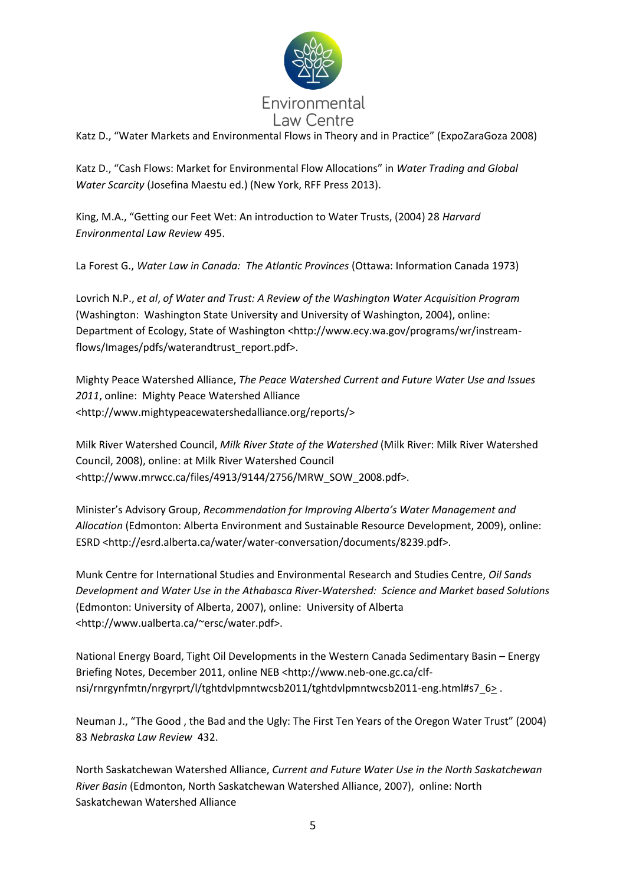Katz D., "Water Markets and Environmental Flows in Theory and in Practice" (ExpoZaraGoza 2008)

Katz D., "Cash Flows: Market for Environmental Flow Allocations" in *Water Trading and Global Water Scarcity* (Josefina Maestu ed.) (New York, RFF Press 2013).

King, M.A., "Getting our Feet Wet: An introduction to Water Trusts, (2004) 28 *Harvard Environmental Law Review* 495.

La Forest G., *Water Law in Canada: The Atlantic Provinces* (Ottawa: Information Canada 1973)

Lovrich N.P., *et al*, *of Water and Trust: A Review of the Washington Water Acquisition Program* (Washington: Washington State University and University of Washington, 2004), online: Department of Ecology, State of Washington <http://www.ecy.wa.gov/programs/wr/instream-flows/Images/pdfs/waterandtrust_report.pdf>.

Mighty Peace Watershed Alliance, *The Peace Watershed Current and Future Water Use and Issues 2011*, online: Mighty Peace Watershed Alliance <http://www.mightypeacewatershedalliance.org/reports/>

Milk River Watershed Council, *Milk River State of the Watershed* (Milk River: Milk River Watershed Council, 2008), online: at Milk River Watershed Council <http://www.mrwcc.ca/files/4913/9144/2756/MRW_SOW_2008.pdf>.

Minister's Advisory Group, *Recommendation for Improving Alberta's Water Management and Allocation* (Edmonton: Alberta Environment and Sustainable Resource Development, 2009), online: ESRD <http://esrd.alberta.ca/water/water-conversation/documents/8239.pdf>.

Munk Centre for International Studies and Environmental Research and Studies Centre, *Oil Sands Development and Water Use in the Athabasca River-Watershed: Science and Market based Solutions* (Edmonton: University of Alberta, 2007), online: University of Alberta <http://www.ualberta.ca/~ersc/water.pdf>.

National Energy Board, Tight Oil Developments in the Western Canada Sedimentary Basin – Energy Briefing Notes, December 2011, online NEB <http://www.neb-one.gc.ca/clf-nsi/rnrgynfmtn/nrgyrprt/l/tghtdvlpmntwcsb2011/tghtdvlpmntwcsb2011-eng.html#s7_6> .

Neuman J., "The Good , the Bad and the Ugly: The First Ten Years of the Oregon Water Trust" (2004) 83 *Nebraska Law Review* 432.

North Saskatchewan Watershed Alliance, *Current and Future Water Use in the North Saskatchewan River Basin* (Edmonton, North Saskatchewan Watershed Alliance, 2007), online: North Saskatchewan Watershed Alliance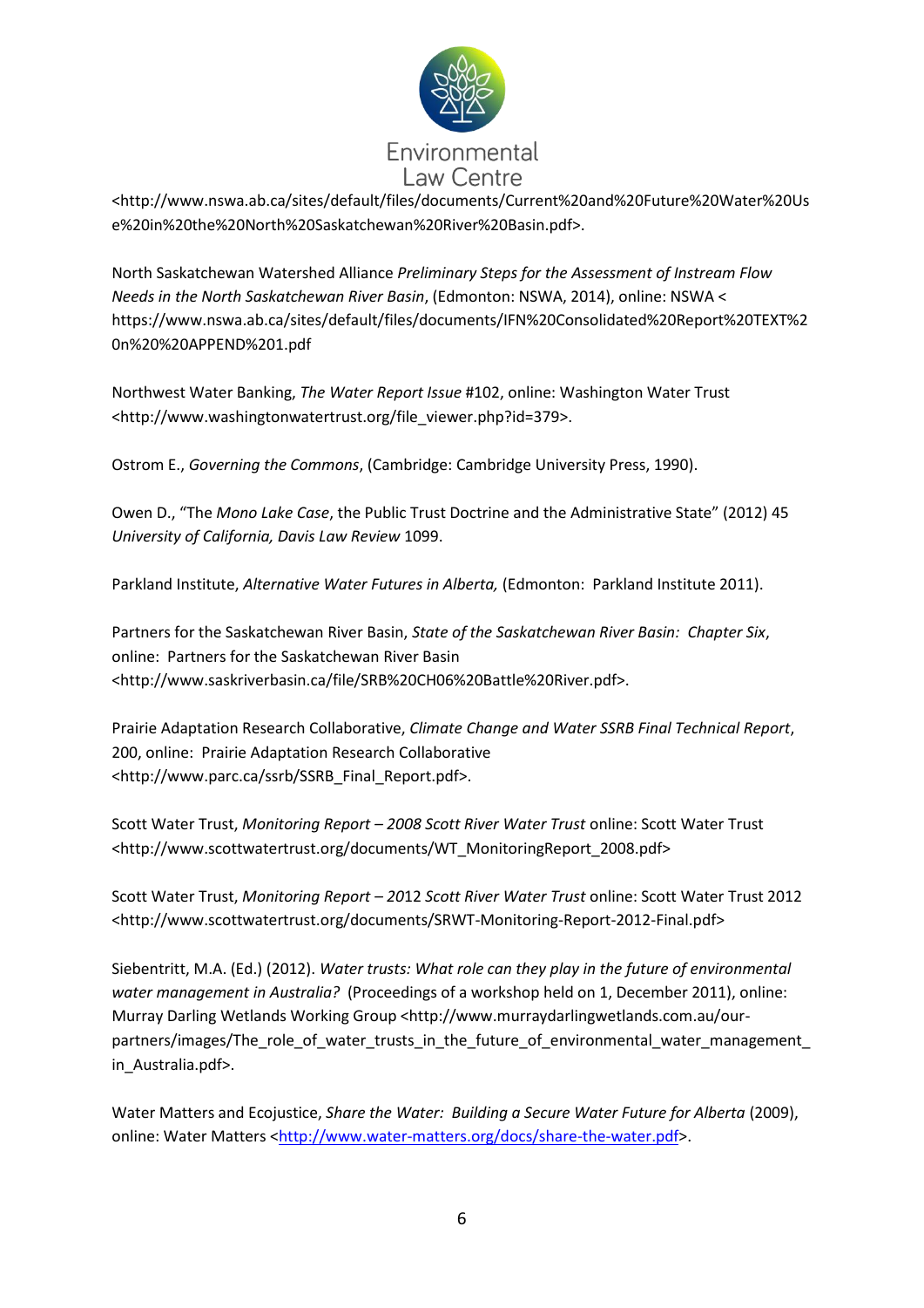<http://www.nswa.ab.ca/sites/default/files/documents/Current%20and%20Future%20Water%20Use%20in%20the%20North%20Saskatchewan%20River%20Basin.pdf>.

North Saskatchewan Watershed Alliance *Preliminary Steps for the Assessment of Instream Flow Needs in the North Saskatchewan River Basin*, (Edmonton: NSWA, 2014), online: NSWA < https://www.nswa.ab.ca/sites/default/files/documents/IFN%20Consolidated%20Report%20TEXT%20n%20%20APPEND%201.pdf

Northwest Water Banking, *The Water Report Issue* #102, online: Washington Water Trust <http://www.washingtonwatertrust.org/file_viewer.php?id=379>.

Ostrom E., *Governing the Commons*, (Cambridge: Cambridge University Press, 1990).

Owen D., "The *Mono Lake Case*, the Public Trust Doctrine and the Administrative State" (2012) 45 *University of California, Davis Law Review* 1099.

Parkland Institute, *Alternative Water Futures in Alberta,* (Edmonton: Parkland Institute 2011).

Partners for the Saskatchewan River Basin, *State of the Saskatchewan River Basin: Chapter Six*, online: Partners for the Saskatchewan River Basin <http://www.saskriverbasin.ca/file/SRB%20CH06%20Battle%20River.pdf>.

Prairie Adaptation Research Collaborative, *Climate Change and Water SSRB Final Technical Report*, 200, online: Prairie Adaptation Research Collaborative <http://www.parc.ca/ssrb/SSRB_Final_Report.pdf>.

Scott Water Trust, *Monitoring Report – 2008 Scott River Water Trust* online: Scott Water Trust <http://www.scottwatertrust.org/documents/WT_MonitoringReport_2008.pdf>

Scott Water Trust, *Monitoring Report – 2012 Scott River Water Trust* online: Scott Water Trust 2012 <http://www.scottwatertrust.org/documents/SRWT-Monitoring-Report-2012-Final.pdf>

Siebentritt, M.A. (Ed.) (2012). *Water trusts: What role can they play in the future of environmental water management in Australia?* (Proceedings of a workshop held on 1, December 2011), online: Murray Darling Wetlands Working Group <http://www.murraydarlingwetlands.com.au/our-partners/images/The_role_of_water_trusts_in_the_future_of_environmental_water_management_in_Australia.pdf>.

Water Matters and Ecojustice, *Share the Water: Building a Secure Water Future for Alberta* (2009), online: Water Matters <http://www.water-matters.org/docs/share-the-water.pdf>.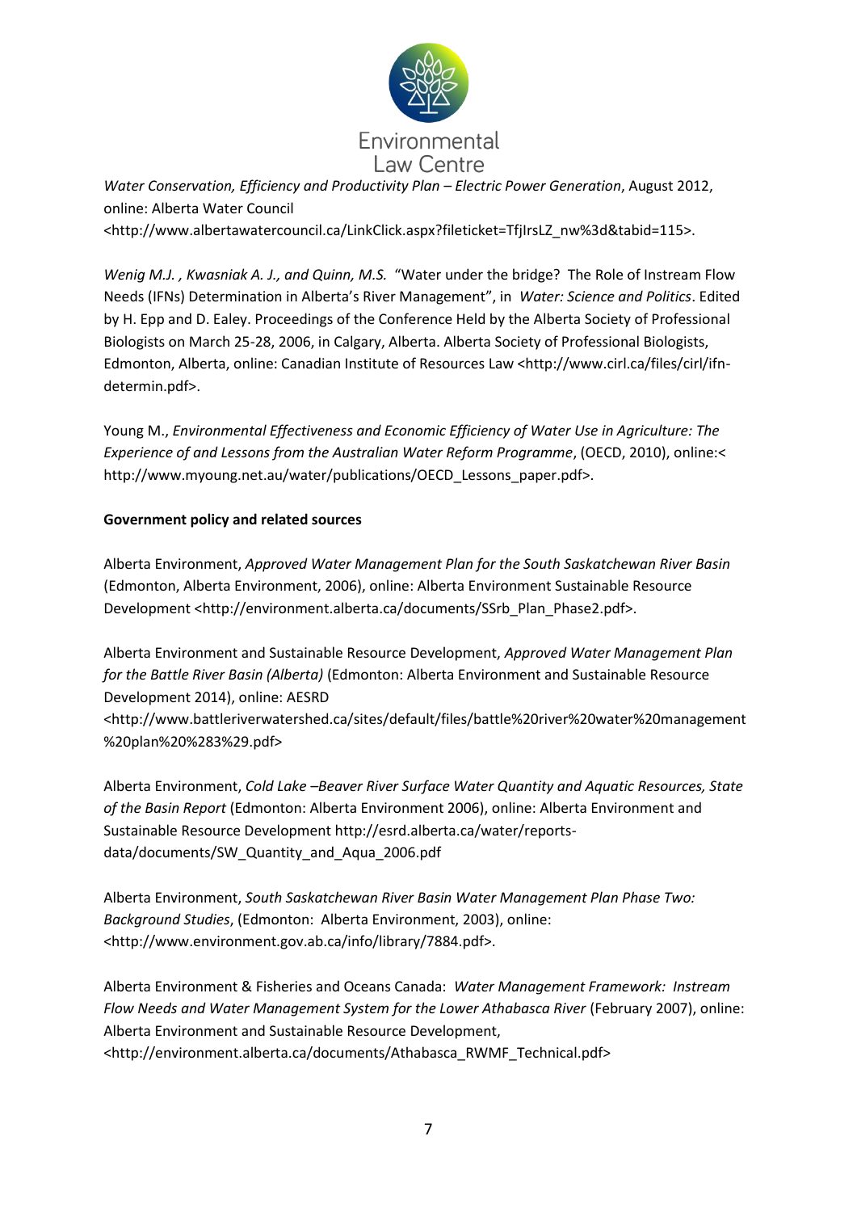*Water Conservation, Efficiency and Productivity Plan – Electric Power Generation*, August 2012, online: Alberta Water Council <http://www.albertawatercouncil.ca/LinkClick.aspx?fileticket=TfjIrsLZ_nw%3d&tabid=115>.

*Wenig M.J. , Kwasniak A. J., and Quinn, M.S.* "Water under the bridge? The Role of Instream Flow Needs (IFNs) Determination in Alberta's River Management", in *Water: Science and Politics*. Edited by H. Epp and D. Ealey. Proceedings of the Conference Held by the Alberta Society of Professional Biologists on March 25-28, 2006, in Calgary, Alberta. Alberta Society of Professional Biologists, Edmonton, Alberta, online: Canadian Institute of Resources Law <http://www.cirl.ca/files/cirl/ifn-determin.pdf>.

Young M., *Environmental Effectiveness and Economic Efficiency of Water Use in Agriculture: The Experience of and Lessons from the Australian Water Reform Programme*, (OECD, 2010), online:< http://www.myoung.net.au/water/publications/OECD_Lessons_paper.pdf>.

**Government policy and related sources**

Alberta Environment, *Approved Water Management Plan for the South Saskatchewan River Basin* (Edmonton, Alberta Environment, 2006), online: Alberta Environment Sustainable Resource Development <http://environment.alberta.ca/documents/SSrb_Plan_Phase2.pdf>.

Alberta Environment and Sustainable Resource Development, *Approved Water Management Plan for the Battle River Basin (Alberta)* (Edmonton: Alberta Environment and Sustainable Resource Development 2014), online: AESRD <http://www.battleriverwatershed.ca/sites/default/files/battle%20river%20water%20management%20plan%20%283%29.pdf>

Alberta Environment, *Cold Lake –Beaver River Surface Water Quantity and Aquatic Resources, State of the Basin Report* (Edmonton: Alberta Environment 2006), online: Alberta Environment and Sustainable Resource Development http://esrd.alberta.ca/water/reports-data/documents/SW_Quantity_and_Aqua_2006.pdf

Alberta Environment, *South Saskatchewan River Basin Water Management Plan Phase Two: Background Studies*, (Edmonton: Alberta Environment, 2003), online: <http://www.environment.gov.ab.ca/info/library/7884.pdf>.

Alberta Environment & Fisheries and Oceans Canada: *Water Management Framework: Instream Flow Needs and Water Management System for the Lower Athabasca River* (February 2007), online: Alberta Environment and Sustainable Resource Development, <http://environment.alberta.ca/documents/Athabasca_RWMF_Technical.pdf>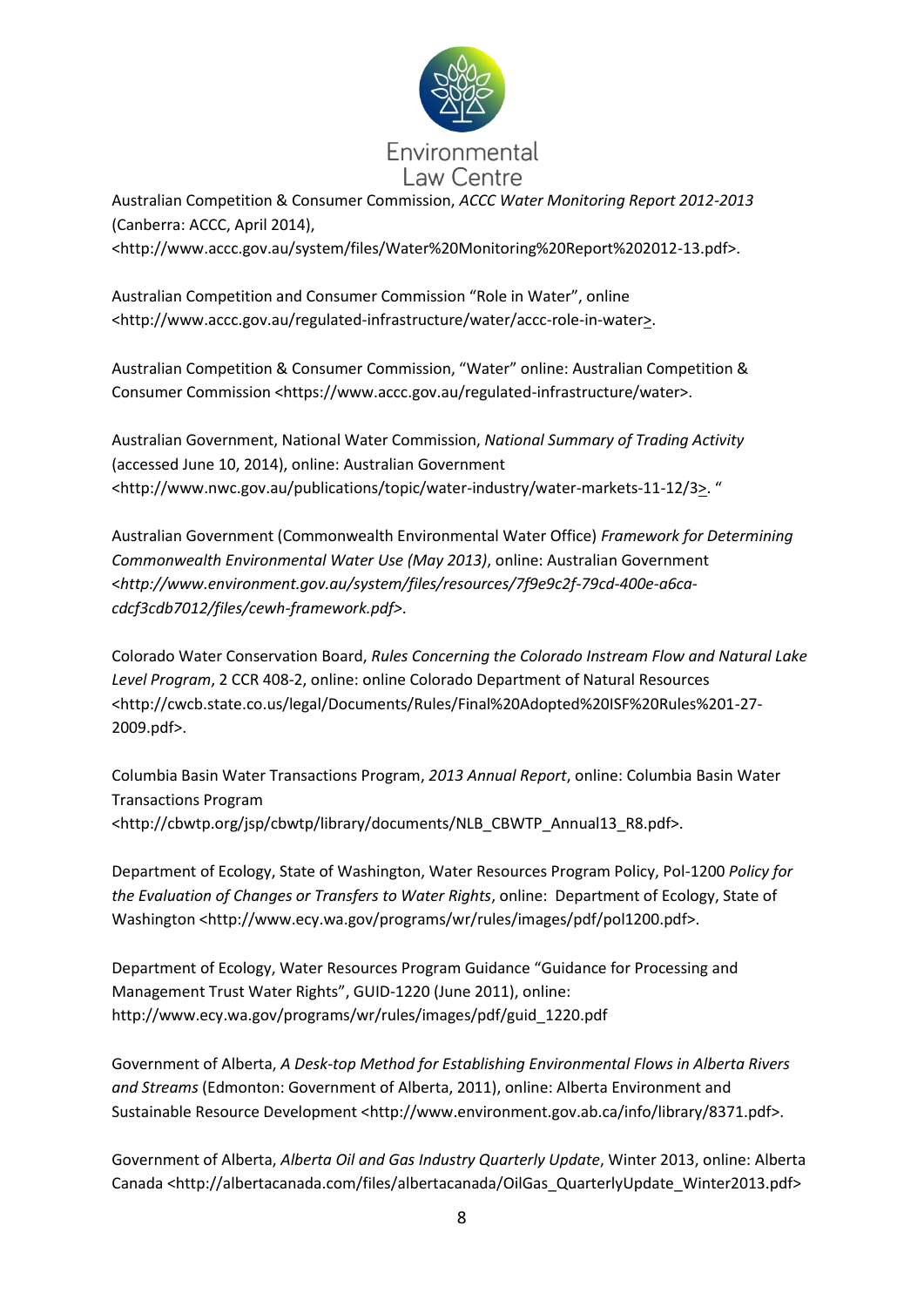Australian Competition & Consumer Commission, *ACCC Water Monitoring Report 2012-2013* (Canberra: ACCC, April 2014), <http://www.accc.gov.au/system/files/Water%20Monitoring%20Report%202012-13.pdf>.

Australian Competition and Consumer Commission "Role in Water", online <http://www.accc.gov.au/regulated-infrastructure/water/accc-role-in-water>.

Australian Competition & Consumer Commission, "Water" online: Australian Competition & Consumer Commission <https://www.accc.gov.au/regulated-infrastructure/water>.

Australian Government, National Water Commission, *National Summary of Trading Activity* (accessed June 10, 2014), online: Australian Government <http://www.nwc.gov.au/publications/topic/water-industry/water-markets-11-12/3>. "

Australian Government (Commonwealth Environmental Water Office) *Framework for Determining Commonwealth Environmental Water Use (May 2013)*, online: Australian Government <*http://www.environment.gov.au/system/files/resources/7f9e9c2f-79cd-400e-a6ca-cdcf3cdb7012/files/cewh-framework.pdf*>.

Colorado Water Conservation Board, *Rules Concerning the Colorado Instream Flow and Natural Lake Level Program*, 2 CCR 408-2, online: online Colorado Department of Natural Resources <http://cwcb.state.co.us/legal/Documents/Rules/Final%20Adopted%20ISF%20Rules%201-27-2009.pdf>.

Columbia Basin Water Transactions Program, *2013 Annual Report*, online: Columbia Basin Water Transactions Program <http://cbwtp.org/jsp/cbwtp/library/documents/NLB_CBWTP_Annual13_R8.pdf>.

Department of Ecology, State of Washington, Water Resources Program Policy, Pol-1200 *Policy for the Evaluation of Changes or Transfers to Water Rights*, online: Department of Ecology, State of Washington <http://www.ecy.wa.gov/programs/wr/rules/images/pdf/pol1200.pdf>.

Department of Ecology, Water Resources Program Guidance "Guidance for Processing and Management Trust Water Rights", GUID-1220 (June 2011), online: http://www.ecy.wa.gov/programs/wr/rules/images/pdf/guid_1220.pdf

Government of Alberta, *A Desk-top Method for Establishing Environmental Flows in Alberta Rivers and Streams* (Edmonton: Government of Alberta, 2011), online: Alberta Environment and Sustainable Resource Development <http://www.environment.gov.ab.ca/info/library/8371.pdf>.

Government of Alberta, *Alberta Oil and Gas Industry Quarterly Update*, Winter 2013, online: Alberta Canada <http://albertacanada.com/files/albertacanada/OilGas_QuarterlyUpdate_Winter2013.pdf>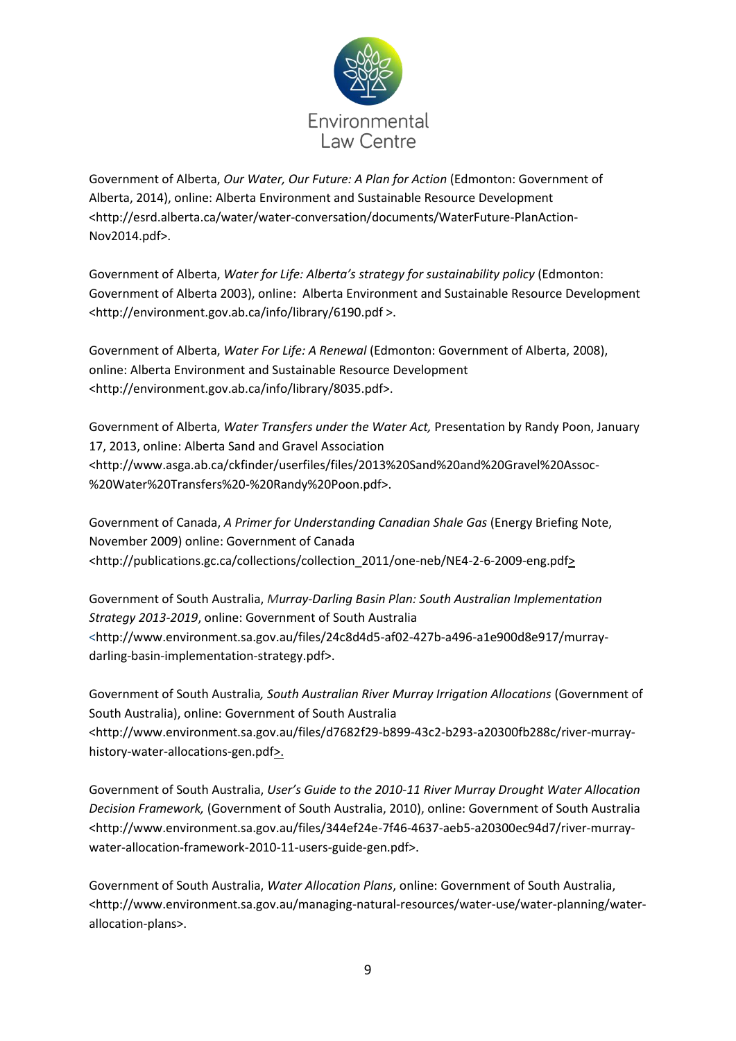Government of Alberta, *Our Water, Our Future: A Plan for Action* (Edmonton: Government of Alberta, 2014), online: Alberta Environment and Sustainable Resource Development <http://esrd.alberta.ca/water/water-conversation/documents/WaterFuture-PlanAction-Nov2014.pdf>.

Government of Alberta, *Water for Life: Alberta's strategy for sustainability policy* (Edmonton: Government of Alberta 2003), online: Alberta Environment and Sustainable Resource Development <http://environment.gov.ab.ca/info/library/6190.pdf >.

Government of Alberta, *Water For Life: A Renewal* (Edmonton: Government of Alberta, 2008), online: Alberta Environment and Sustainable Resource Development <http://environment.gov.ab.ca/info/library/8035.pdf>.

Government of Alberta, *Water Transfers under the Water Act,* Presentation by Randy Poon, January 17, 2013, online: Alberta Sand and Gravel Association <http://www.asga.ab.ca/ckfinder/userfiles/files/2013%20Sand%20and%20Gravel%20Assoc-%20Water%20Transfers%20-%20Randy%20Poon.pdf>.

Government of Canada, *A Primer for Understanding Canadian Shale Gas* (Energy Briefing Note, November 2009) online: Government of Canada <http://publications.gc.ca/collections/collection_2011/one-neb/NE4-2-6-2009-eng.pdf>

Government of South Australia, *Murray-Darling Basin Plan: South Australian Implementation Strategy 2013-2019*, online: Government of South Australia <http://www.environment.sa.gov.au/files/24c8d4d5-af02-427b-a496-a1e900d8e917/murray-darling-basin-implementation-strategy.pdf>.

Government of South Australia*, South Australian River Murray Irrigation Allocations* (Government of South Australia), online: Government of South Australia <http://www.environment.sa.gov.au/files/d7682f29-b899-43c2-b293-a20300fb288c/river-murray-history-water-allocations-gen.pdf>.

Government of South Australia, *User's Guide to the 2010-11 River Murray Drought Water Allocation Decision Framework,* (Government of South Australia, 2010), online: Government of South Australia <http://www.environment.sa.gov.au/files/344ef24e-7f46-4637-aeb5-a20300ec94d7/river-murray-water-allocation-framework-2010-11-users-guide-gen.pdf>.

Government of South Australia, *Water Allocation Plans*, online: Government of South Australia, <http://www.environment.sa.gov.au/managing-natural-resources/water-use/water-planning/water-allocation-plans>.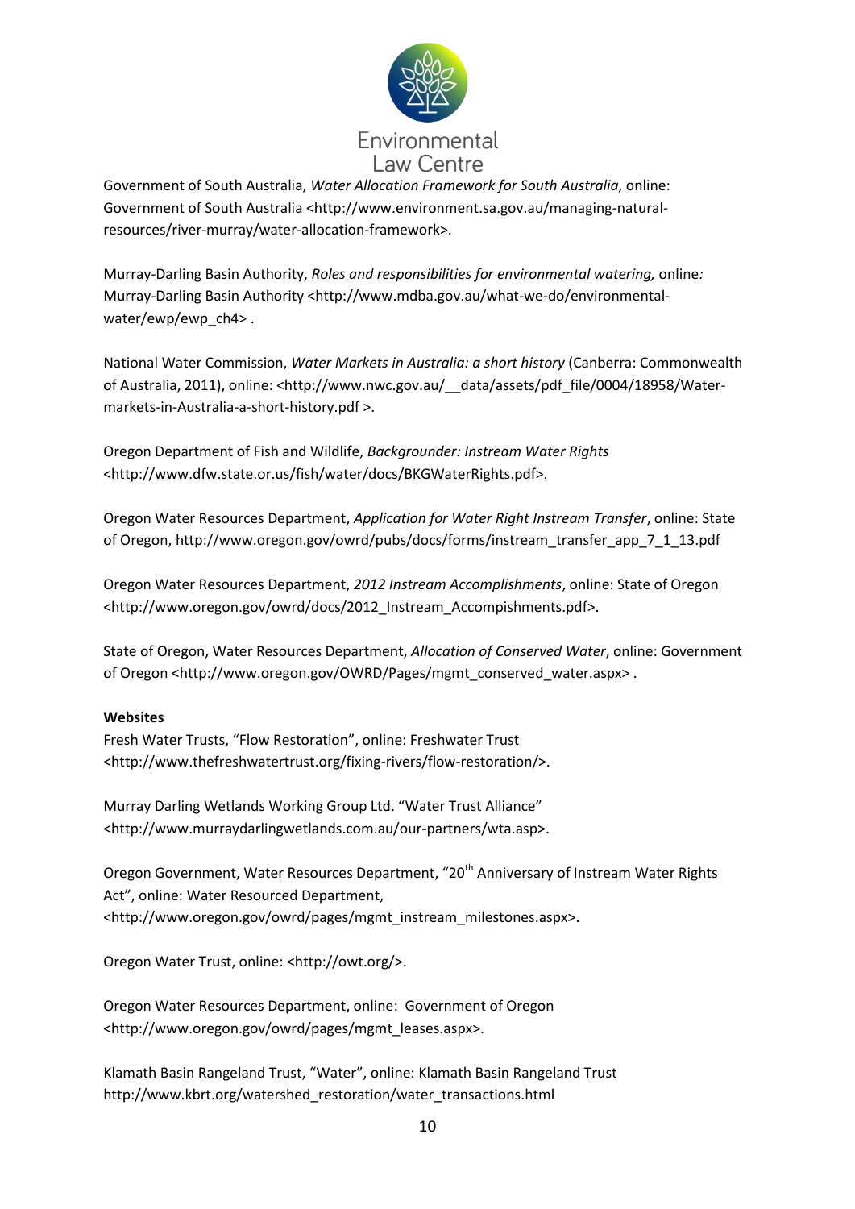Government of South Australia, *Water Allocation Framework for South Australia*, online: Government of South Australia <http://www.environment.sa.gov.au/managing-natural-resources/river-murray/water-allocation-framework>.

Murray-Darling Basin Authority, *Roles and responsibilities for environmental watering,* online*:* Murray-Darling Basin Authority <http://www.mdba.gov.au/what-we-do/environmental-water/ewp/ewp_ch4> .

National Water Commission, *Water Markets in Australia: a short history* (Canberra: Commonwealth of Australia, 2011), online: <http://www.nwc.gov.au/__data/assets/pdf_file/0004/18958/Water-markets-in-Australia-a-short-history.pdf >.

Oregon Department of Fish and Wildlife, *Backgrounder: Instream Water Rights* <http://www.dfw.state.or.us/fish/water/docs/BKGWaterRights.pdf>.

Oregon Water Resources Department, *Application for Water Right Instream Transfer*, online: State of Oregon, http://www.oregon.gov/owrd/pubs/docs/forms/instream_transfer_app_7_1_13.pdf

Oregon Water Resources Department, *2012 Instream Accomplishments*, online: State of Oregon <http://www.oregon.gov/owrd/docs/2012_Instream_Accompishments.pdf>.

State of Oregon, Water Resources Department, *Allocation of Conserved Water*, online: Government of Oregon <http://www.oregon.gov/OWRD/Pages/mgmt_conserved_water.aspx> .

**Websites**

Fresh Water Trusts, "Flow Restoration", online: Freshwater Trust <http://www.thefreshwatertrust.org/fixing-rivers/flow-restoration/>.

Murray Darling Wetlands Working Group Ltd. "Water Trust Alliance" <http://www.murraydarlingwetlands.com.au/our-partners/wta.asp>.

Oregon Government, Water Resources Department, "20th Anniversary of Instream Water Rights Act", online: Water Resourced Department, <http://www.oregon.gov/owrd/pages/mgmt_instream_milestones.aspx>.

Oregon Water Trust, online: <http://owt.org/>.

Oregon Water Resources Department, online: Government of Oregon <http://www.oregon.gov/owrd/pages/mgmt_leases.aspx>.

Klamath Basin Rangeland Trust, "Water", online: Klamath Basin Rangeland Trust http://www.kbrt.org/watershed_restoration/water_transactions.html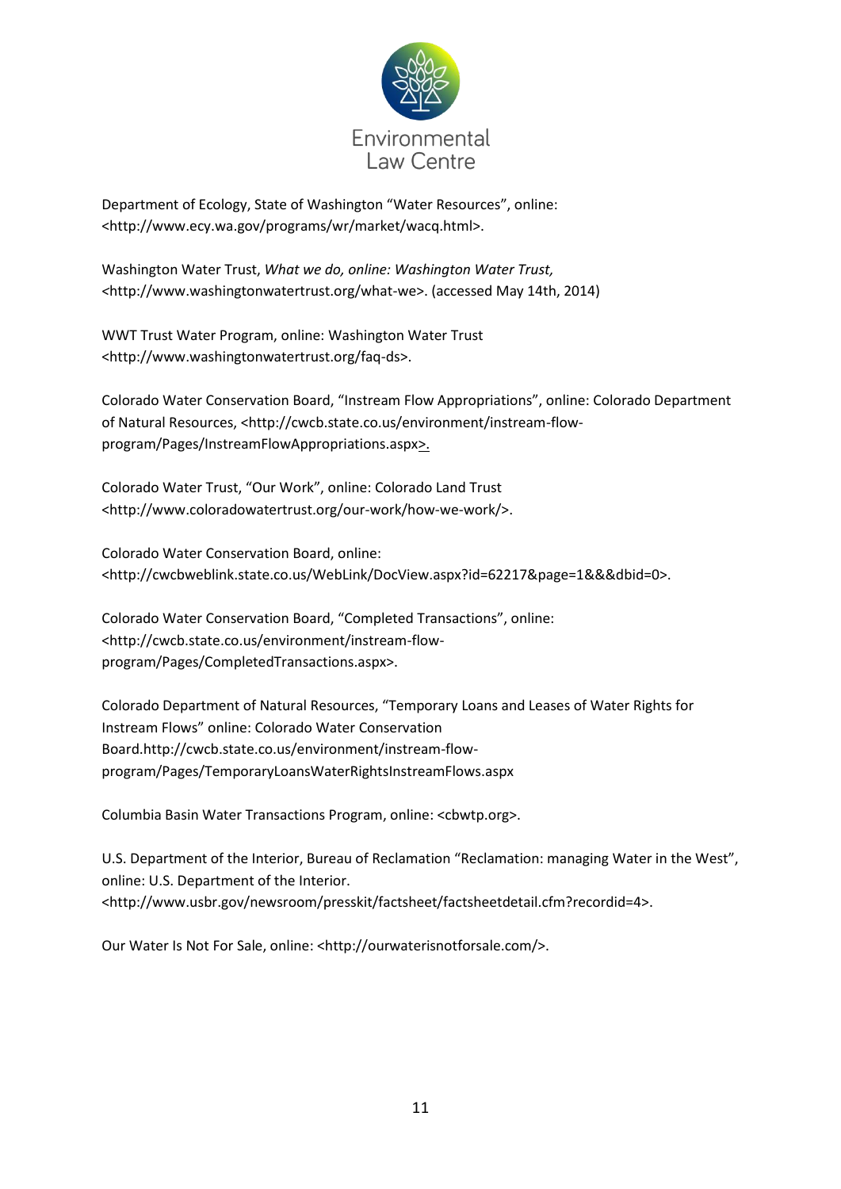Department of Ecology, State of Washington "Water Resources", online: <http://www.ecy.wa.gov/programs/wr/market/wacq.html>.

Washington Water Trust, *What we do, online: Washington Water Trust,* <http://www.washingtonwatertrust.org/what-we>. (accessed May 14th, 2014)

WWT Trust Water Program, online: Washington Water Trust <http://www.washingtonwatertrust.org/faq-ds>.

Colorado Water Conservation Board, "Instream Flow Appropriations", online: Colorado Department of Natural Resources, <http://cwcb.state.co.us/environment/instream-flow-program/Pages/InstreamFlowAppropriations.aspx>.

Colorado Water Trust, "Our Work", online: Colorado Land Trust <http://www.coloradowatertrust.org/our-work/how-we-work/>.

Colorado Water Conservation Board, online: <http://cwcbweblink.state.co.us/WebLink/DocView.aspx?id=62217&page=1&&&dbid=0>.

Colorado Water Conservation Board, "Completed Transactions", online: <http://cwcb.state.co.us/environment/instream-flow-program/Pages/CompletedTransactions.aspx>.

Colorado Department of Natural Resources, "Temporary Loans and Leases of Water Rights for Instream Flows" online: Colorado Water Conservation Board.http://cwcb.state.co.us/environment/instream-flow-program/Pages/TemporaryLoansWaterRightsInstreamFlows.aspx

Columbia Basin Water Transactions Program, online: <cbwtp.org>.

U.S. Department of the Interior, Bureau of Reclamation "Reclamation: managing Water in the West", online: U.S. Department of the Interior. <http://www.usbr.gov/newsroom/presskit/factsheet/factsheetdetail.cfm?recordid=4>.

Our Water Is Not For Sale, online: <http://ourwaterisnotforsale.com/>.